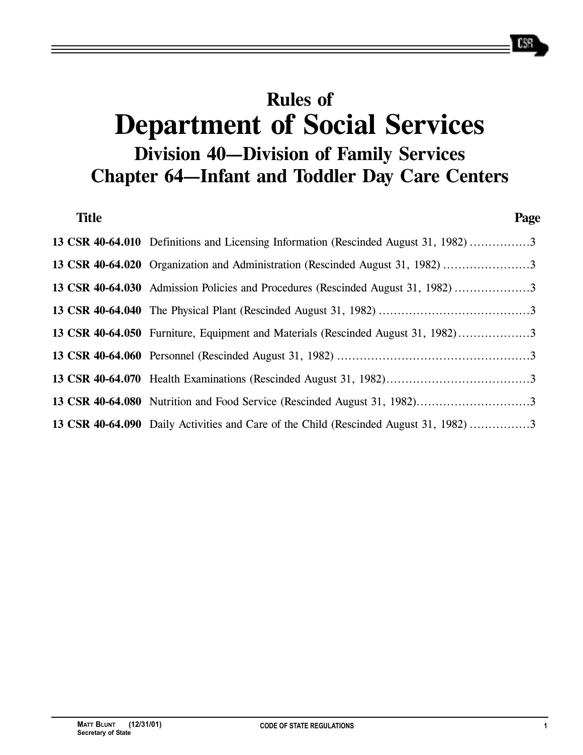# Rules of
# Department of Social Services
## Division 40—Division of Family Services
## Chapter 64—Infant and Toddler Day Care Centers

| Title | | Page |
|---|---|---|
| **13 CSR 40-64.010** | Definitions and Licensing Information (Rescinded August 31, 1982) | 3 |
| **13 CSR 40-64.020** | Organization and Administration (Rescinded August 31, 1982) | 3 |
| **13 CSR 40-64.030** | Admission Policies and Procedures (Rescinded August 31, 1982) | 3 |
| **13 CSR 40-64.040** | The Physical Plant (Rescinded August 31, 1982) | 3 |
| **13 CSR 40-64.050** | Furniture, Equipment and Materials (Rescinded August 31, 1982) | 3 |
| **13 CSR 40-64.060** | Personnel (Rescinded August 31, 1982) | 3 |
| **13 CSR 40-64.070** | Health Examinations (Rescinded August 31, 1982) | 3 |
| **13 CSR 40-64.080** | Nutrition and Food Service (Rescinded August 31, 1982) | 3 |
| **13 CSR 40-64.090** | Daily Activities and Care of the Child (Rescinded August 31, 1982) | 3 |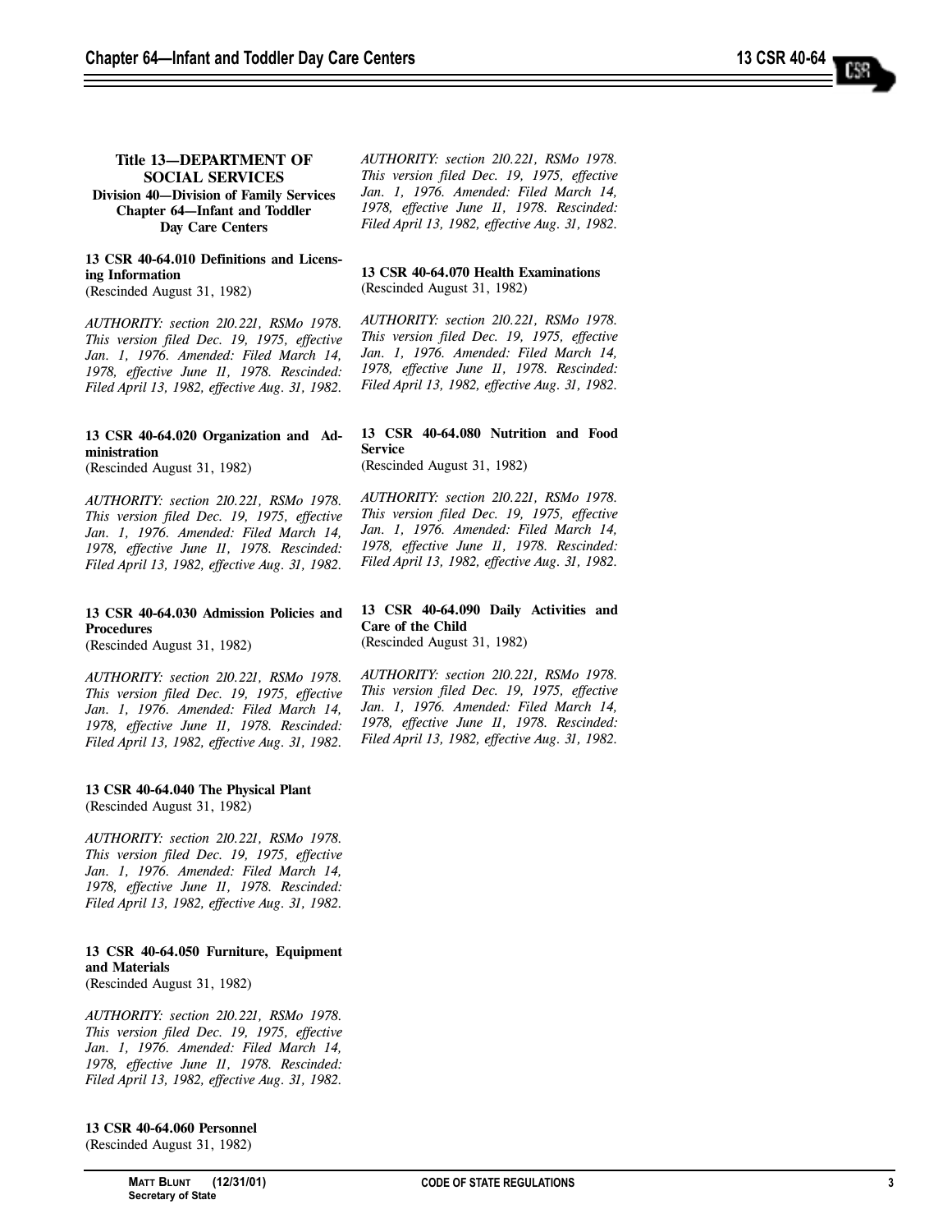**Title 13—DEPARTMENT OF SOCIAL SERVICES**
**Division 40—Division of Family Services**
**Chapter 64—Infant and Toddler Day Care Centers**

**13 CSR 40-64.010 Definitions and Licensing Information**
(Rescinded August 31, 1982)

*AUTHORITY: section 210.221, RSMo 1978. This version filed Dec. 19, 1975, effective Jan. 1, 1976. Amended: Filed March 14, 1978, effective June 11, 1978. Rescinded: Filed April 13, 1982, effective Aug. 31, 1982.*

**13 CSR 40-64.020 Organization and Administration**
(Rescinded August 31, 1982)

*AUTHORITY: section 210.221, RSMo 1978. This version filed Dec. 19, 1975, effective Jan. 1, 1976. Amended: Filed March 14, 1978, effective June 11, 1978. Rescinded: Filed April 13, 1982, effective Aug. 31, 1982.*

**13 CSR 40-64.030 Admission Policies and Procedures**
(Rescinded August 31, 1982)

*AUTHORITY: section 210.221, RSMo 1978. This version filed Dec. 19, 1975, effective Jan. 1, 1976. Amended: Filed March 14, 1978, effective June 11, 1978. Rescinded: Filed April 13, 1982, effective Aug. 31, 1982.*

**13 CSR 40-64.040 The Physical Plant**
(Rescinded August 31, 1982)

*AUTHORITY: section 210.221, RSMo 1978. This version filed Dec. 19, 1975, effective Jan. 1, 1976. Amended: Filed March 14, 1978, effective June 11, 1978. Rescinded: Filed April 13, 1982, effective Aug. 31, 1982.*

**13 CSR 40-64.050 Furniture, Equipment and Materials**
(Rescinded August 31, 1982)

*AUTHORITY: section 210.221, RSMo 1978. This version filed Dec. 19, 1975, effective Jan. 1, 1976. Amended: Filed March 14, 1978, effective June 11, 1978. Rescinded: Filed April 13, 1982, effective Aug. 31, 1982.*

**13 CSR 40-64.060 Personnel**
(Rescinded August 31, 1982)

*AUTHORITY: section 210.221, RSMo 1978. This version filed Dec. 19, 1975, effective Jan. 1, 1976. Amended: Filed March 14, 1978, effective June 11, 1978. Rescinded: Filed April 13, 1982, effective Aug. 31, 1982.*

**13 CSR 40-64.070 Health Examinations**
(Rescinded August 31, 1982)

*AUTHORITY: section 210.221, RSMo 1978. This version filed Dec. 19, 1975, effective Jan. 1, 1976. Amended: Filed March 14, 1978, effective June 11, 1978. Rescinded: Filed April 13, 1982, effective Aug. 31, 1982.*

**13 CSR 40-64.080 Nutrition and Food Service**
(Rescinded August 31, 1982)

*AUTHORITY: section 210.221, RSMo 1978. This version filed Dec. 19, 1975, effective Jan. 1, 1976. Amended: Filed March 14, 1978, effective June 11, 1978. Rescinded: Filed April 13, 1982, effective Aug. 31, 1982.*

**13 CSR 40-64.090 Daily Activities and Care of the Child**
(Rescinded August 31, 1982)

*AUTHORITY: section 210.221, RSMo 1978. This version filed Dec. 19, 1975, effective Jan. 1, 1976. Amended: Filed March 14, 1978, effective June 11, 1978. Rescinded: Filed April 13, 1982, effective Aug. 31, 1982.*